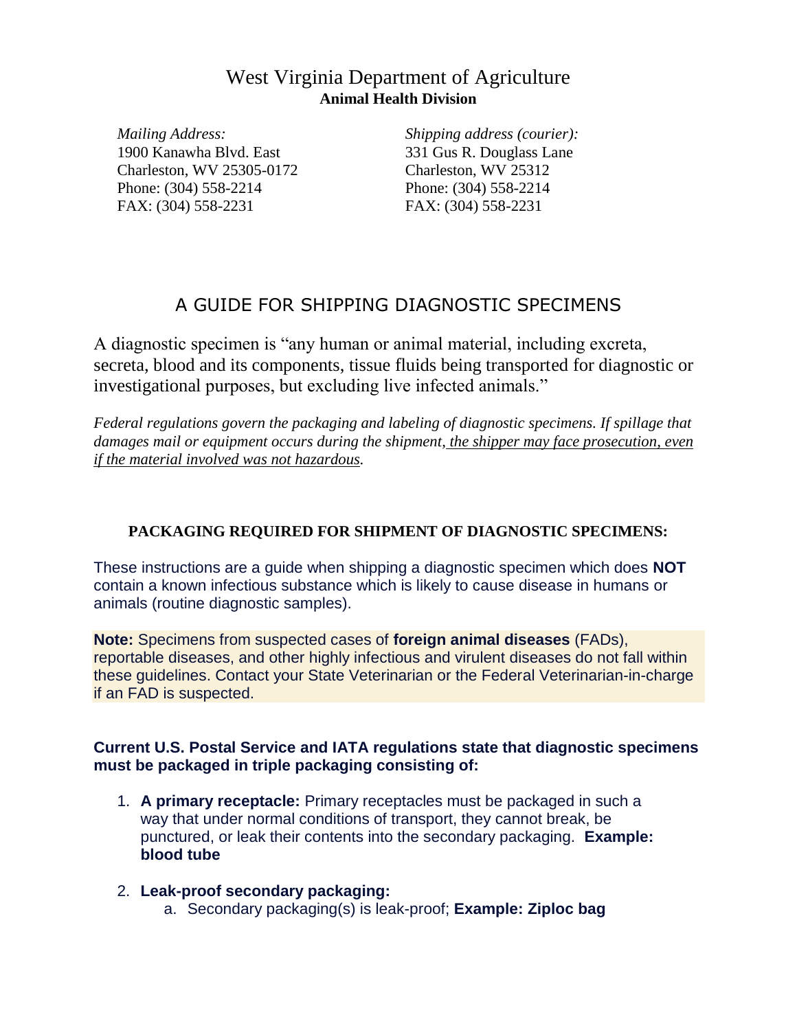# West Virginia Department of Agriculture

**Animal Health Division**

*Mailing Address:*
1900 Kanawha Blvd. East
Charleston, WV 25305-0172
Phone: (304) 558-2214
FAX: (304) 558-2231

*Shipping address (courier):*
331 Gus R. Douglass Lane
Charleston, WV 25312
Phone: (304) 558-2214
FAX: (304) 558-2231

## A GUIDE FOR SHIPPING DIAGNOSTIC SPECIMENS

A diagnostic specimen is "any human or animal material, including excreta, secreta, blood and its components, tissue fluids being transported for diagnostic or investigational purposes, but excluding live infected animals."

*Federal regulations govern the packaging and labeling of diagnostic specimens. If spillage that damages mail or equipment occurs during the shipment, <u>the shipper may face prosecution, even if the material involved was not hazardous</u>.*

### PACKAGING REQUIRED FOR SHIPMENT OF DIAGNOSTIC SPECIMENS:

These instructions are a guide when shipping a diagnostic specimen which does **NOT** contain a known infectious substance which is likely to cause disease in humans or animals (routine diagnostic samples).

**Note:** Specimens from suspected cases of **foreign animal diseases** (FADs), reportable diseases, and other highly infectious and virulent diseases do not fall within these guidelines. Contact your State Veterinarian or the Federal Veterinarian-in-charge if an FAD is suspected.

**Current U.S. Postal Service and IATA regulations state that diagnostic specimens must be packaged in triple packaging consisting of:**

1. **A primary receptacle:** Primary receptacles must be packaged in such a way that under normal conditions of transport, they cannot break, be punctured, or leak their contents into the secondary packaging. **Example: blood tube**

2. **Leak-proof secondary packaging:**
   a. Secondary packaging(s) is leak-proof; **Example: Ziploc bag**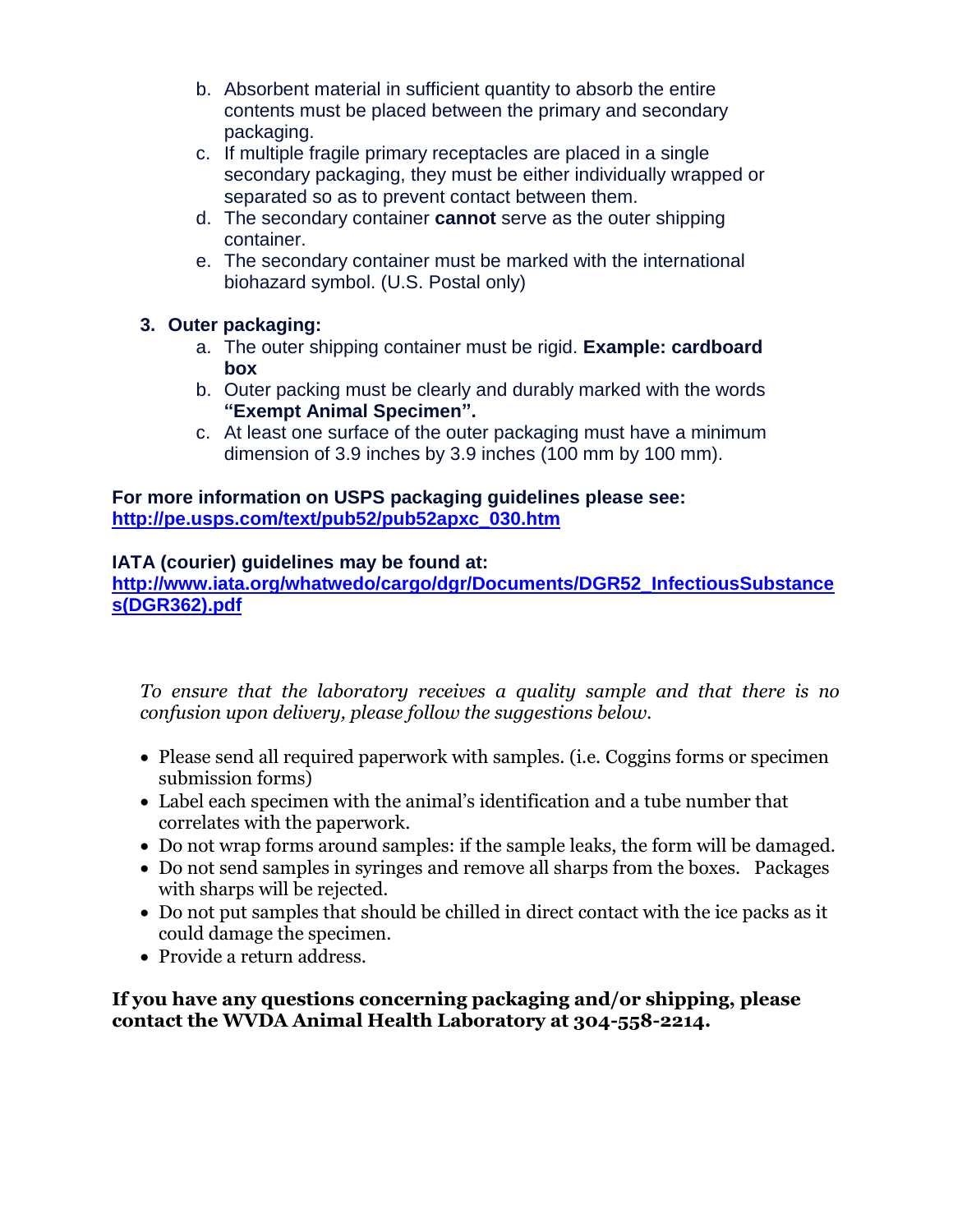b. Absorbent material in sufficient quantity to absorb the entire contents must be placed between the primary and secondary packaging.
c. If multiple fragile primary receptacles are placed in a single secondary packaging, they must be either individually wrapped or separated so as to prevent contact between them.
d. The secondary container **cannot** serve as the outer shipping container.
e. The secondary container must be marked with the international biohazard symbol. (U.S. Postal only)

3. **Outer packaging:**
   a. The outer shipping container must be rigid. **Example: cardboard box**
   b. Outer packing must be clearly and durably marked with the words **"Exempt Animal Specimen".**
   c. At least one surface of the outer packaging must have a minimum dimension of 3.9 inches by 3.9 inches (100 mm by 100 mm).

**For more information on USPS packaging guidelines please see:**
**http://pe.usps.com/text/pub52/pub52apxc_030.htm**

**IATA (courier) guidelines may be found at:**
**http://www.iata.org/whatwedo/cargo/dgr/Documents/DGR52_InfectiousSubstances(DGR362).pdf**

*To ensure that the laboratory receives a quality sample and that there is no confusion upon delivery, please follow the suggestions below.*

- Please send all required paperwork with samples. (i.e. Coggins forms or specimen submission forms)
- Label each specimen with the animal's identification and a tube number that correlates with the paperwork.
- Do not wrap forms around samples: if the sample leaks, the form will be damaged.
- Do not send samples in syringes and remove all sharps from the boxes. Packages with sharps will be rejected.
- Do not put samples that should be chilled in direct contact with the ice packs as it could damage the specimen.
- Provide a return address.

**If you have any questions concerning packaging and/or shipping, please contact the WVDA Animal Health Laboratory at 304-558-2214.**